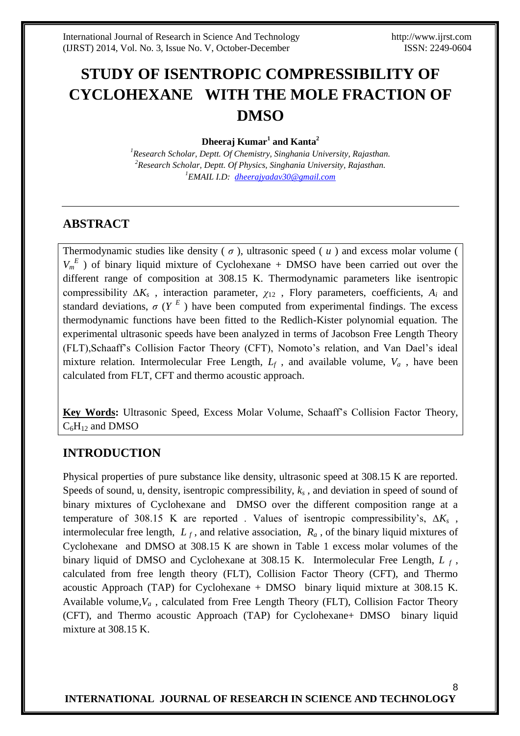# STUDY OF ISENTROPIC COMPRESSIBILITY OF CYCLOHEXANE WITH THE MOLE FRACTION OF DMSO

**Dheeraj Kumar[1] and Kanta[2]**

[1]*Research Scholar, Deptt. Of Chemistry, Singhania University, Rajasthan.*
[2]*Research Scholar, Deptt. Of Physics, Singhania University, Rajasthan.*
[1]*EMAIL I.D: dheerajyadav30@gmail.com*

## ABSTRACT

Thermodynamic studies like density ( $\sigma$ ), ultrasonic speed ( $u$ ) and excess molar volume ( $V_m^E$ ) of binary liquid mixture of Cyclohexane + DMSO have been carried out over the different range of composition at 308.15 K. Thermodynamic parameters like isentropic compressibility $\Delta K_s$ , interaction parameter, $\chi_{12}$ , Flory parameters, coefficients, $A_i$ and standard deviations, $\sigma$ ($Y^E$) have been computed from experimental findings. The excess thermodynamic functions have been fitted to the Redlich-Kister polynomial equation. The experimental ultrasonic speeds have been analyzed in terms of Jacobson Free Length Theory (FLT),Schaaff's Collision Factor Theory (CFT), Nomoto's relation, and Van Dael's ideal mixture relation. Intermolecular Free Length, $L_f$ , and available volume, $V_a$ , have been calculated from FLT, CFT and thermo acoustic approach.

**Key Words:** Ultrasonic Speed, Excess Molar Volume, Schaaff's Collision Factor Theory, $C_6H_{12}$ and DMSO

## INTRODUCTION

Physical properties of pure substance like density, ultrasonic speed at 308.15 K are reported. Speeds of sound, u, density, isentropic compressibility, $k_s$ , and deviation in speed of sound of binary mixtures of Cyclohexane and DMSO over the different composition range at a temperature of 308.15 K are reported . Values of isentropic compressibility's, $\Delta K_s$ , intermolecular free length, $L_f$ , and relative association, $R_a$ , of the binary liquid mixtures of Cyclohexane and DMSO at 308.15 K are shown in Table 1 excess molar volumes of the binary liquid of DMSO and Cyclohexane at 308.15 K. Intermolecular Free Length, $L_f$ , calculated from free length theory (FLT), Collision Factor Theory (CFT), and Thermo acoustic Approach (TAP) for Cyclohexane + DMSO binary liquid mixture at 308.15 K. Available volume, $V_a$ , calculated from Free Length Theory (FLT), Collision Factor Theory (CFT), and Thermo acoustic Approach (TAP) for Cyclohexane+ DMSO binary liquid mixture at 308.15 K.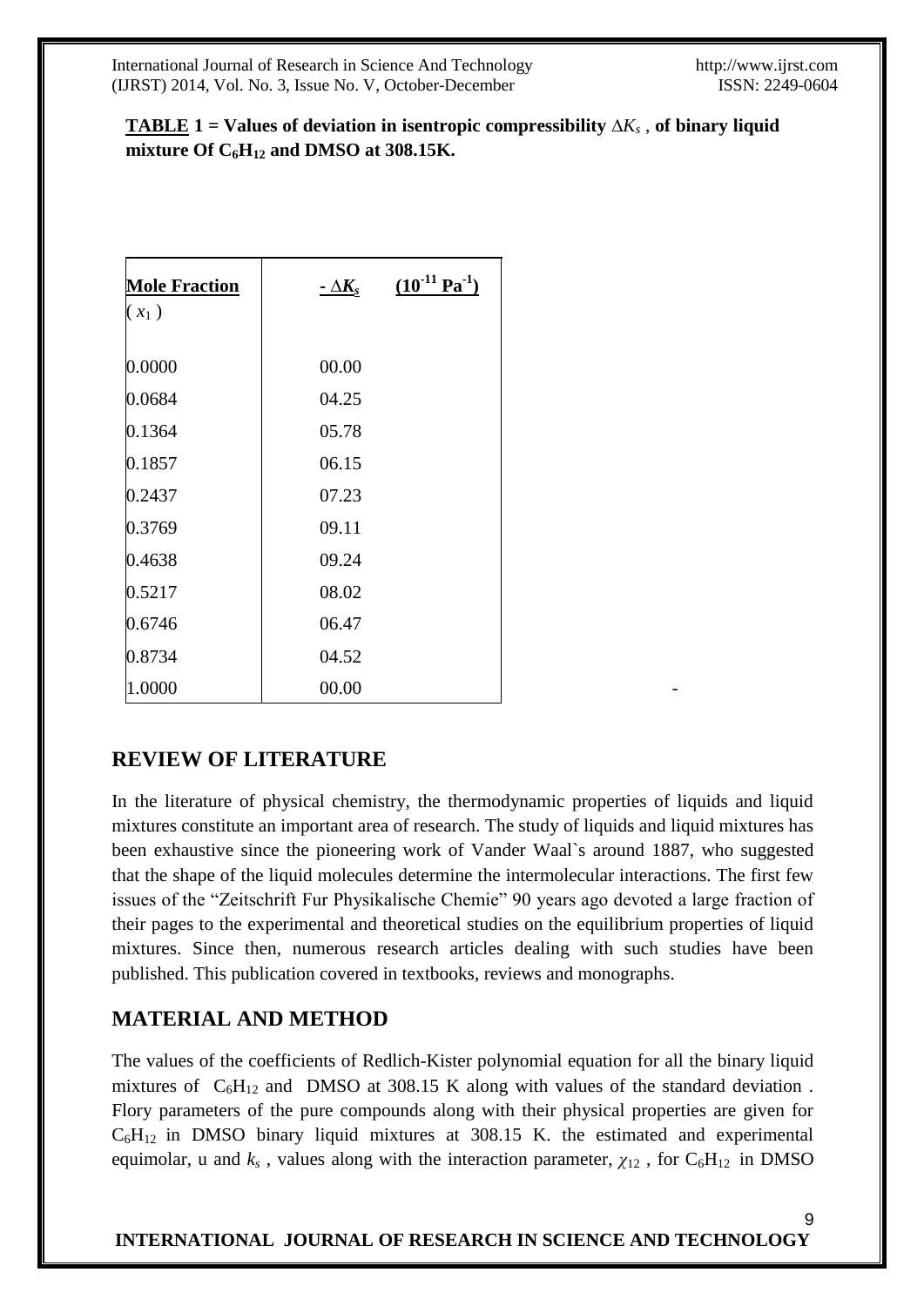**TABLE 1 = Values of deviation in isentropic compressibility $\Delta K_s$ , of binary liquid mixture Of $C_6H_{12}$ and DMSO at 308.15K.**

| Mole Fraction ( $x_1$ ) | $- \Delta K_s$ $(10^{-11}\ Pa^{-1})$ |
|---|---|
| 0.0000 | 00.00 |
| 0.0684 | 04.25 |
| 0.1364 | 05.78 |
| 0.1857 | 06.15 |
| 0.2437 | 07.23 |
| 0.3769 | 09.11 |
| 0.4638 | 09.24 |
| 0.5217 | 08.02 |
| 0.6746 | 06.47 |
| 0.8734 | 04.52 |
| 1.0000 | 00.00 |

## REVIEW OF LITERATURE

In the literature of physical chemistry, the thermodynamic properties of liquids and liquid mixtures constitute an important area of research. The study of liquids and liquid mixtures has been exhaustive since the pioneering work of Vander Waal`s around 1887, who suggested that the shape of the liquid molecules determine the intermolecular interactions. The first few issues of the "Zeitschrift Fur Physikalische Chemie" 90 years ago devoted a large fraction of their pages to the experimental and theoretical studies on the equilibrium properties of liquid mixtures. Since then, numerous research articles dealing with such studies have been published. This publication covered in textbooks, reviews and monographs.

## MATERIAL AND METHOD

The values of the coefficients of Redlich-Kister polynomial equation for all the binary liquid mixtures of $C_6H_{12}$ and DMSO at 308.15 K along with values of the standard deviation . Flory parameters of the pure compounds along with their physical properties are given for $C_6H_{12}$ in DMSO binary liquid mixtures at 308.15 K. the estimated and experimental equimolar, u and $k_s$ , values along with the interaction parameter, $\chi_{12}$ , for $C_6H_{12}$ in DMSO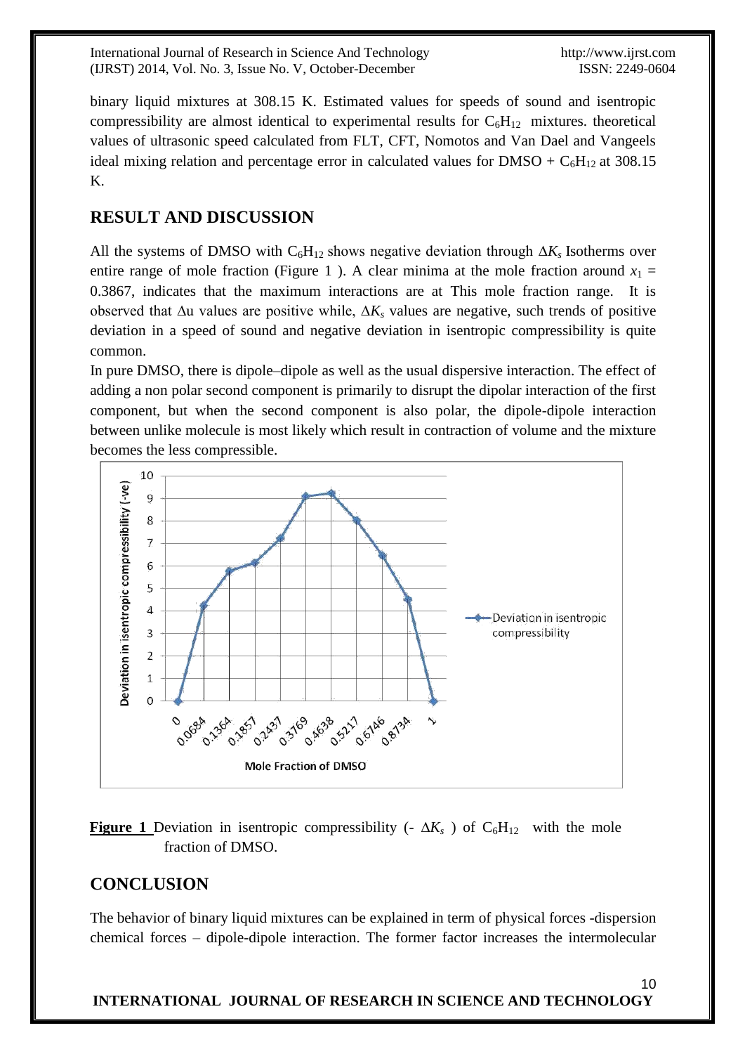binary liquid mixtures at 308.15 K. Estimated values for speeds of sound and isentropic compressibility are almost identical to experimental results for $C_6H_{12}$ mixtures. theoretical values of ultrasonic speed calculated from FLT, CFT, Nomotos and Van Dael and Vangeels ideal mixing relation and percentage error in calculated values for DMSO + $C_6H_{12}$ at 308.15 K.

## RESULT AND DISCUSSION

All the systems of DMSO with $C_6H_{12}$ shows negative deviation through $\Delta K_s$ Isotherms over entire range of mole fraction (Figure 1 ). A clear minima at the mole fraction around $x_1$ = 0.3867, indicates that the maximum interactions are at This mole fraction range. It is observed that $\Delta u$ values are positive while, $\Delta K_s$ values are negative, such trends of positive deviation in a speed of sound and negative deviation in isentropic compressibility is quite common.

In pure DMSO, there is dipole–dipole as well as the usual dispersive interaction. The effect of adding a non polar second component is primarily to disrupt the dipolar interaction of the first component, but when the second component is also polar, the dipole-dipole interaction between unlike molecule is most likely which result in contraction of volume and the mixture becomes the less compressible.

**Figure 1** Deviation in isentropic compressibility (- $\Delta K_s$ ) of $C_6H_{12}$ with the mole fraction of DMSO.

## CONCLUSION

The behavior of binary liquid mixtures can be explained in term of physical forces -dispersion chemical forces – dipole-dipole interaction. The former factor increases the intermolecular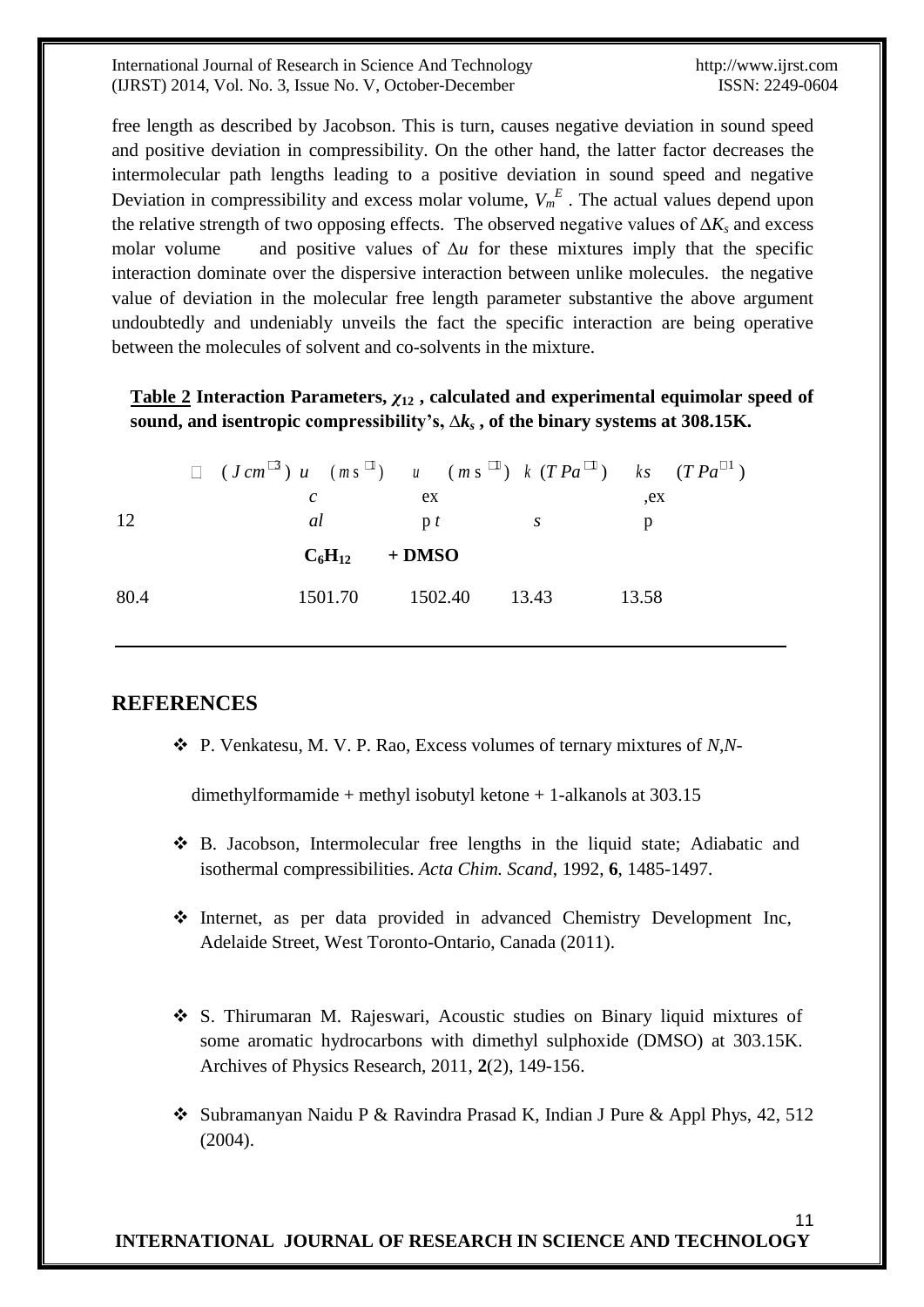free length as described by Jacobson. This is turn, causes negative deviation in sound speed and positive deviation in compressibility. On the other hand, the latter factor decreases the intermolecular path lengths leading to a positive deviation in sound speed and negative Deviation in compressibility and excess molar volume, $V_m^E$ . The actual values depend upon the relative strength of two opposing effects. The observed negative values of $\Delta K_s$ and excess molar volume and positive values of $\Delta u$ for these mixtures imply that the specific interaction dominate over the dispersive interaction between unlike molecules. the negative value of deviation in the molecular free length parameter substantive the above argument undoubtedly and undeniably unveils the fact the specific interaction are being operative between the molecules of solvent and co-solvents in the mixture.

**Table 2 Interaction Parameters, $\chi_{12}$ , calculated and experimental equimolar speed of sound, and isentropic compressibility's, $\Delta k_s$ , of the binary systems at 308.15K.**

| $\chi_{12}$ $(J\,cm^{-3})$ | $u_{cal}$ $(m\,s^{-1})$ | $u_{exp}$ $(m\,s^{-1})$ | $k_s$ $(T\,Pa^{-1})$ | $k_{s,exp}$ $(T\,Pa^{-1})$ |
|---|---|---|---|---|
| | $C_6H_{12}$ + DMSO | | | |
| 80.4 | 1501.70 | 1502.40 | 13.43 | 13.58 |

## REFERENCES

- P. Venkatesu, M. V. P. Rao, Excess volumes of ternary mixtures of *N,N*-dimethylformamide + methyl isobutyl ketone + 1-alkanols at 303.15
- B. Jacobson, Intermolecular free lengths in the liquid state; Adiabatic and isothermal compressibilities. *Acta Chim. Scand*, 1992, **6**, 1485-1497.
- Internet, as per data provided in advanced Chemistry Development Inc, Adelaide Street, West Toronto-Ontario, Canada (2011).
- S. Thirumaran M. Rajeswari, Acoustic studies on Binary liquid mixtures of some aromatic hydrocarbons with dimethyl sulphoxide (DMSO) at 303.15K. Archives of Physics Research, 2011, **2**(2), 149-156.
- Subramanyan Naidu P & Ravindra Prasad K, Indian J Pure & Appl Phys, 42, 512 (2004).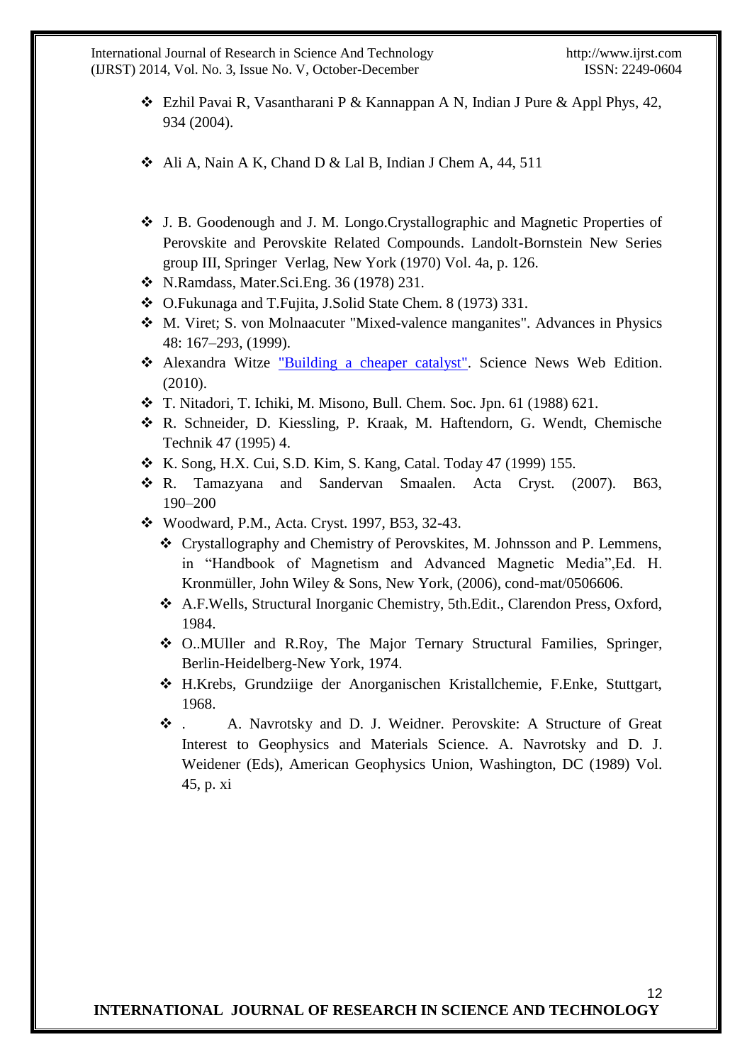- Ezhil Pavai R, Vasantharani P & Kannappan A N, Indian J Pure & Appl Phys, 42, 934 (2004).

- Ali A, Nain A K, Chand D & Lal B, Indian J Chem A, 44, 511

- J. B. Goodenough and J. M. Longo.Crystallographic and Magnetic Properties of Perovskite and Perovskite Related Compounds. Landolt-Bornstein New Series group III, Springer Verlag, New York (1970) Vol. 4a, p. 126.
- N.Ramdass, Mater.Sci.Eng. 36 (1978) 231.
- O.Fukunaga and T.Fujita, J.Solid State Chem. 8 (1973) 331.
- M. Viret; S. von Molnaacuter "Mixed-valence manganites". Advances in Physics 48: 167–293, (1999).
- Alexandra Witze "Building a cheaper catalyst". Science News Web Edition. (2010).
- T. Nitadori, T. Ichiki, M. Misono, Bull. Chem. Soc. Jpn. 61 (1988) 621.
- R. Schneider, D. Kiessling, P. Kraak, M. Haftendorn, G. Wendt, Chemische Technik 47 (1995) 4.
- K. Song, H.X. Cui, S.D. Kim, S. Kang, Catal. Today 47 (1999) 155.
- R. Tamazyana and Sandervan Smaalen. Acta Cryst. (2007). B63, 190–200
- Woodward, P.M., Acta. Cryst. 1997, B53, 32-43.
  - Crystallography and Chemistry of Perovskites, M. Johnsson and P. Lemmens, in "Handbook of Magnetism and Advanced Magnetic Media",Ed. H. Kronmüller, John Wiley & Sons, New York, (2006), cond-mat/0506606.
  - A.F.Wells, Structural Inorganic Chemistry, 5th.Edit., Clarendon Press, Oxford, 1984.
  - O..MUller and R.Roy, The Major Ternary Structural Families, Springer, Berlin-Heidelberg-New York, 1974.
  - H.Krebs, Grundziige der Anorganischen Kristallchemie, F.Enke, Stuttgart, 1968.
  - . A. Navrotsky and D. J. Weidner. Perovskite: A Structure of Great Interest to Geophysics and Materials Science. A. Navrotsky and D. J. Weidener (Eds), American Geophysics Union, Washington, DC (1989) Vol. 45, p. xi